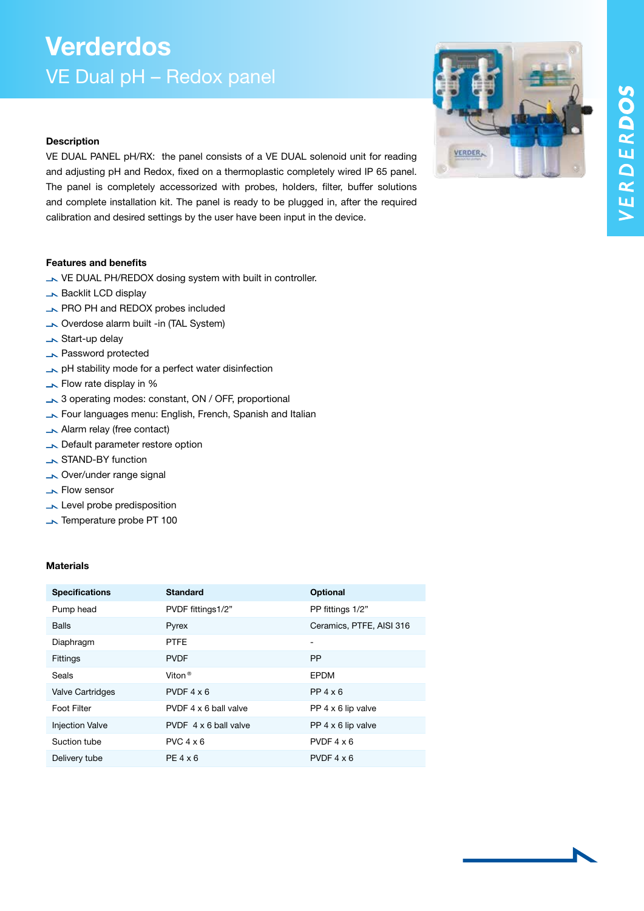# Verderdos

## VE Dual pH – Redox panel

### Description

VE DUAL PANEL pH/RX: the panel consists of a VE DUAL solenoid unit for reading and adjusting pH and Redox, fixed on a thermoplastic completely wired IP 65 panel. The panel is completely accessorized with probes, holders, filter, buffer solutions and complete installation kit. The panel is ready to be plugged in, after the required calibration and desired settings by the user have been input in the device.

### Features and benefits

- VE DUAL PH/REDOX dosing system with built in controller.
- Backlit LCD display
- PRO PH and REDOX probes included
- Overdose alarm built -in (TAL System)
- Start-up delay
- Password protected
- pH stability mode for a perfect water disinfection
- Flow rate display in %
- 3 operating modes: constant, ON / OFF, proportional
- Four languages menu: English, French, Spanish and Italian
- Alarm relay (free contact)
- Default parameter restore option
- STAND-BY function
- Over/under range signal
- Flow sensor
- Level probe predisposition
- Temperature probe PT 100

### Materials

| Specifications | Standard | Optional |
|---|---|---|
| Pump head | PVDF fittings1/2" | PP fittings 1/2" |
| Balls | Pyrex | Ceramics, PTFE, AISI 316 |
| Diaphragm | PTFE | - |
| Fittings | PVDF | PP |
| Seals | Viton® | EPDM |
| Valve Cartridges | PVDF 4 x 6 | PP 4 x 6 |
| Foot Filter | PVDF 4 x 6 ball valve | PP 4 x 6 lip valve |
| Injection Valve | PVDF 4 x 6 ball valve | PP 4 x 6 lip valve |
| Suction tube | PVC 4 x 6 | PVDF 4 x 6 |
| Delivery tube | PE 4 x 6 | PVDF 4 x 6 |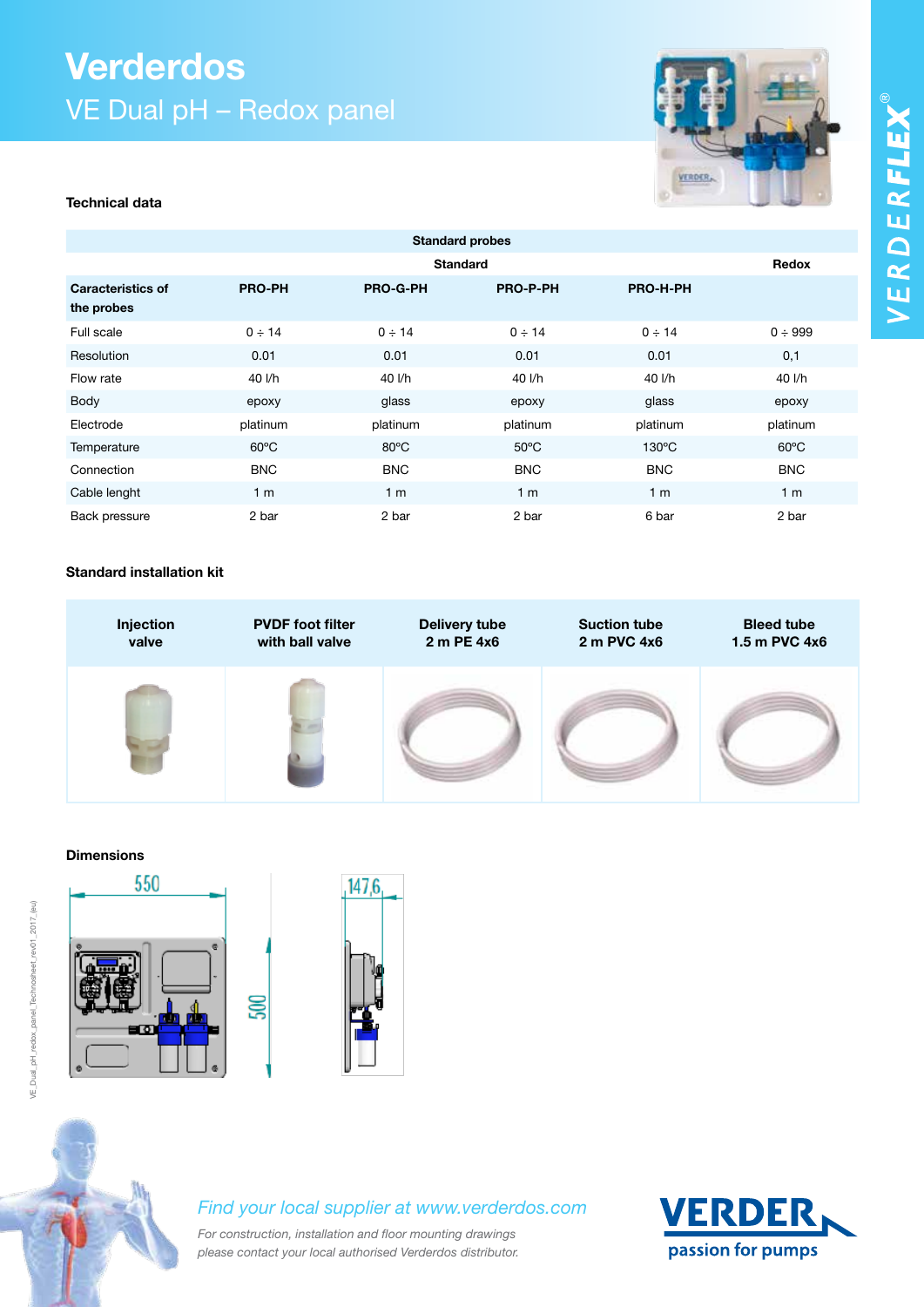# Verderdos

## VE Dual pH – Redox panel

VERDERFLEX®

### Technical data

| Standard probes | | | | | |
|---|---|---|---|---|---|
| | Standard | | | | Redox |
| Caracteristics of the probes | PRO-PH | PRO-G-PH | PRO-P-PH | PRO-H-PH | |
| Full scale | 0 ÷ 14 | 0 ÷ 14 | 0 ÷ 14 | 0 ÷ 14 | 0 ÷ 999 |
| Resolution | 0.01 | 0.01 | 0.01 | 0.01 | 0,1 |
| Flow rate | 40 l/h | 40 l/h | 40 l/h | 40 l/h | 40 l/h |
| Body | epoxy | glass | epoxy | glass | epoxy |
| Electrode | platinum | platinum | platinum | platinum | platinum |
| Temperature | 60°C | 80°C | 50°C | 130°C | 60°C |
| Connection | BNC | BNC | BNC | BNC | BNC |
| Cable lenght | 1 m | 1 m | 1 m | 1 m | 1 m |
| Back pressure | 2 bar | 2 bar | 2 bar | 6 bar | 2 bar |

### Standard installation kit

| Injection valve | PVDF foot filter with ball valve | Delivery tube 2 m PE 4x6 | Suction tube 2 m PVC 4x6 | Bleed tube 1.5 m PVC 4x6 |
|---|---|---|---|---|

### Dimensions

550

500

147,6

*Find your local supplier at www.verderdos.com*

*For construction, installation and floor mounting drawings please contact your local authorised Verderdos distributor.*

VERDER passion for pumps